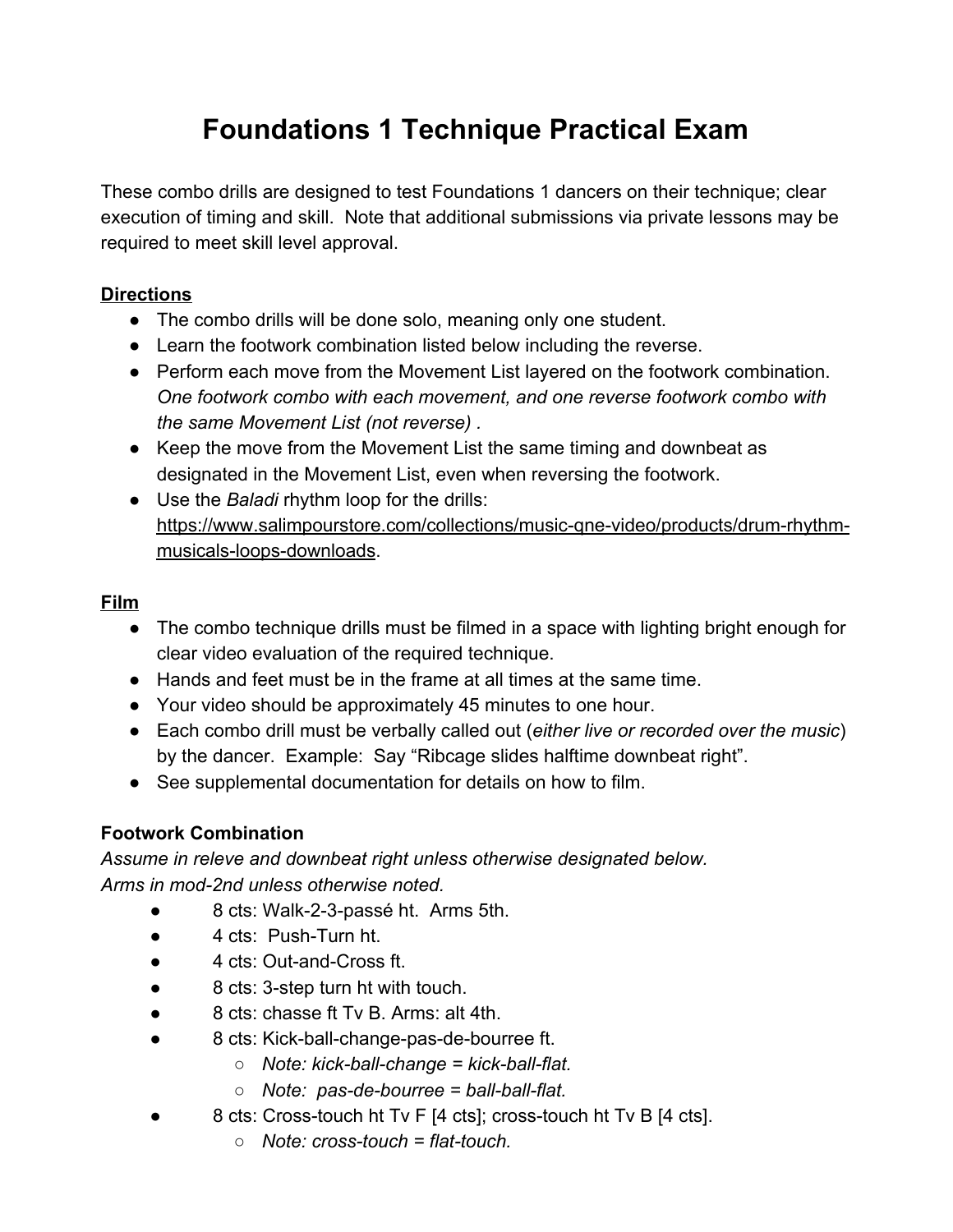# Foundations 1 Technique Practical Exam

These combo drills are designed to test Foundations 1 dancers on their technique; clear execution of timing and skill. Note that additional submissions via private lessons may be required to meet skill level approval.

**Directions**

- The combo drills will be done solo, meaning only one student.
- Learn the footwork combination listed below including the reverse.
- Perform each move from the Movement List layered on the footwork combination. *One footwork combo with each movement, and one reverse footwork combo with the same Movement List (not reverse) .*
- Keep the move from the Movement List the same timing and downbeat as designated in the Movement List, even when reversing the footwork.
- Use the *Baladi* rhythm loop for the drills: [https://www.salimpourstore.com/collections/music-qne-video/products/drum-rhythm-musicals-loops-downloads](https://www.salimpourstore.com/collections/music-qne-video/products/drum-rhythm-musicals-loops-downloads).

**Film**

- The combo technique drills must be filmed in a space with lighting bright enough for clear video evaluation of the required technique.
- Hands and feet must be in the frame at all times at the same time.
- Your video should be approximately 45 minutes to one hour.
- Each combo drill must be verbally called out (*either live or recorded over the music*) by the dancer. Example: Say "Ribcage slides halftime downbeat right".
- See supplemental documentation for details on how to film.

**Footwork Combination**

*Assume in releve and downbeat right unless otherwise designated below.*
*Arms in mod-2nd unless otherwise noted.*

- 8 cts: Walk-2-3-passé ht. Arms 5th.
- 4 cts: Push-Turn ht.
- 4 cts: Out-and-Cross ft.
- 8 cts: 3-step turn ht with touch.
- 8 cts: chasse ft Tv B. Arms: alt 4th.
- 8 cts: Kick-ball-change-pas-de-bourree ft.
  - *Note: kick-ball-change = kick-ball-flat.*
  - *Note: pas-de-bourree = ball-ball-flat.*
- 8 cts: Cross-touch ht Tv F [4 cts]; cross-touch ht Tv B [4 cts].
  - *Note: cross-touch = flat-touch.*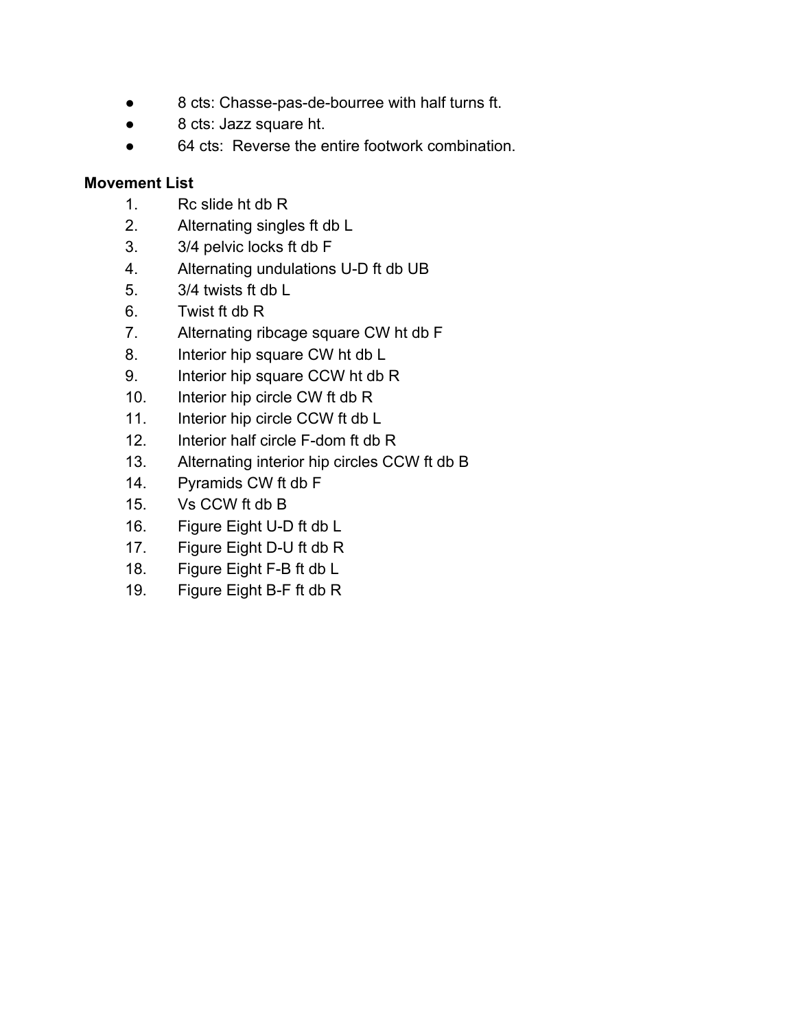- 8 cts: Chasse-pas-de-bourree with half turns ft.
- 8 cts: Jazz square ht.
- 64 cts: Reverse the entire footwork combination.

**Movement List**

1. Rc slide ht db R
2. Alternating singles ft db L
3. 3/4 pelvic locks ft db F
4. Alternating undulations U-D ft db UB
5. 3/4 twists ft db L
6. Twist ft db R
7. Alternating ribcage square CW ht db F
8. Interior hip square CW ht db L
9. Interior hip square CCW ht db R
10. Interior hip circle CW ft db R
11. Interior hip circle CCW ft db L
12. Interior half circle F-dom ft db R
13. Alternating interior hip circles CCW ft db B
14. Pyramids CW ft db F
15. Vs CCW ft db B
16. Figure Eight U-D ft db L
17. Figure Eight D-U ft db R
18. Figure Eight F-B ft db L
19. Figure Eight B-F ft db R